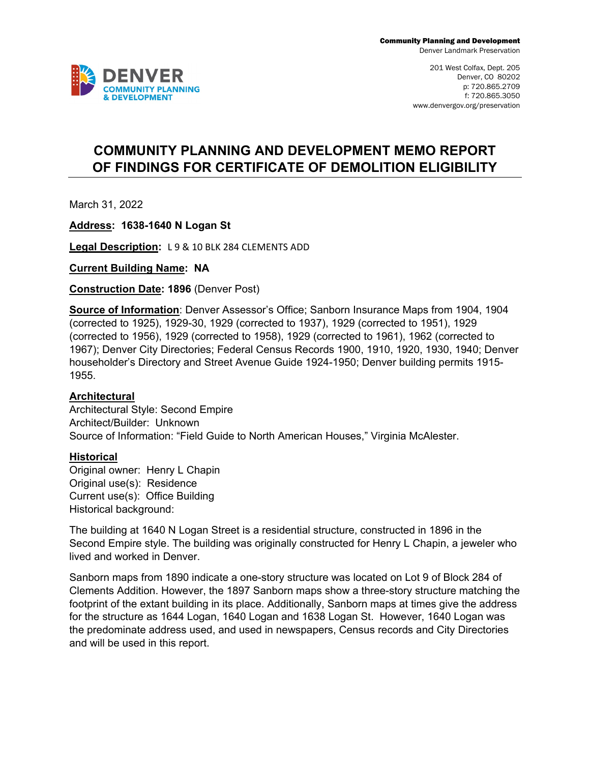Community Planning and Development
Denver Landmark Preservation

201 West Colfax, Dept. 205
Denver, CO 80202
p: 720.865.2709
f: 720.865.3050
www.denvergov.org/preservation

DENVER
COMMUNITY PLANNING & DEVELOPMENT

# COMMUNITY PLANNING AND DEVELOPMENT MEMO REPORT OF FINDINGS FOR CERTIFICATE OF DEMOLITION ELIGIBILITY

March 31, 2022

**Address: 1638-1640 N Logan St**

**Legal Description:** L 9 & 10 BLK 284 CLEMENTS ADD

**Current Building Name: NA**

**Construction Date: 1896** (Denver Post)

**Source of Information**: Denver Assessor's Office; Sanborn Insurance Maps from 1904, 1904 (corrected to 1925), 1929-30, 1929 (corrected to 1937), 1929 (corrected to 1951), 1929 (corrected to 1956), 1929 (corrected to 1958), 1929 (corrected to 1961), 1962 (corrected to 1967); Denver City Directories; Federal Census Records 1900, 1910, 1920, 1930, 1940; Denver householder's Directory and Street Avenue Guide 1924-1950; Denver building permits 1915-1955.

**Architectural**
Architectural Style: Second Empire
Architect/Builder: Unknown
Source of Information: "Field Guide to North American Houses," Virginia McAlester.

**Historical**
Original owner: Henry L Chapin
Original use(s): Residence
Current use(s): Office Building
Historical background:

The building at 1640 N Logan Street is a residential structure, constructed in 1896 in the Second Empire style. The building was originally constructed for Henry L Chapin, a jeweler who lived and worked in Denver.

Sanborn maps from 1890 indicate a one-story structure was located on Lot 9 of Block 284 of Clements Addition. However, the 1897 Sanborn maps show a three-story structure matching the footprint of the extant building in its place. Additionally, Sanborn maps at times give the address for the structure as 1644 Logan, 1640 Logan and 1638 Logan St. However, 1640 Logan was the predominate address used, and used in newspapers, Census records and City Directories and will be used in this report.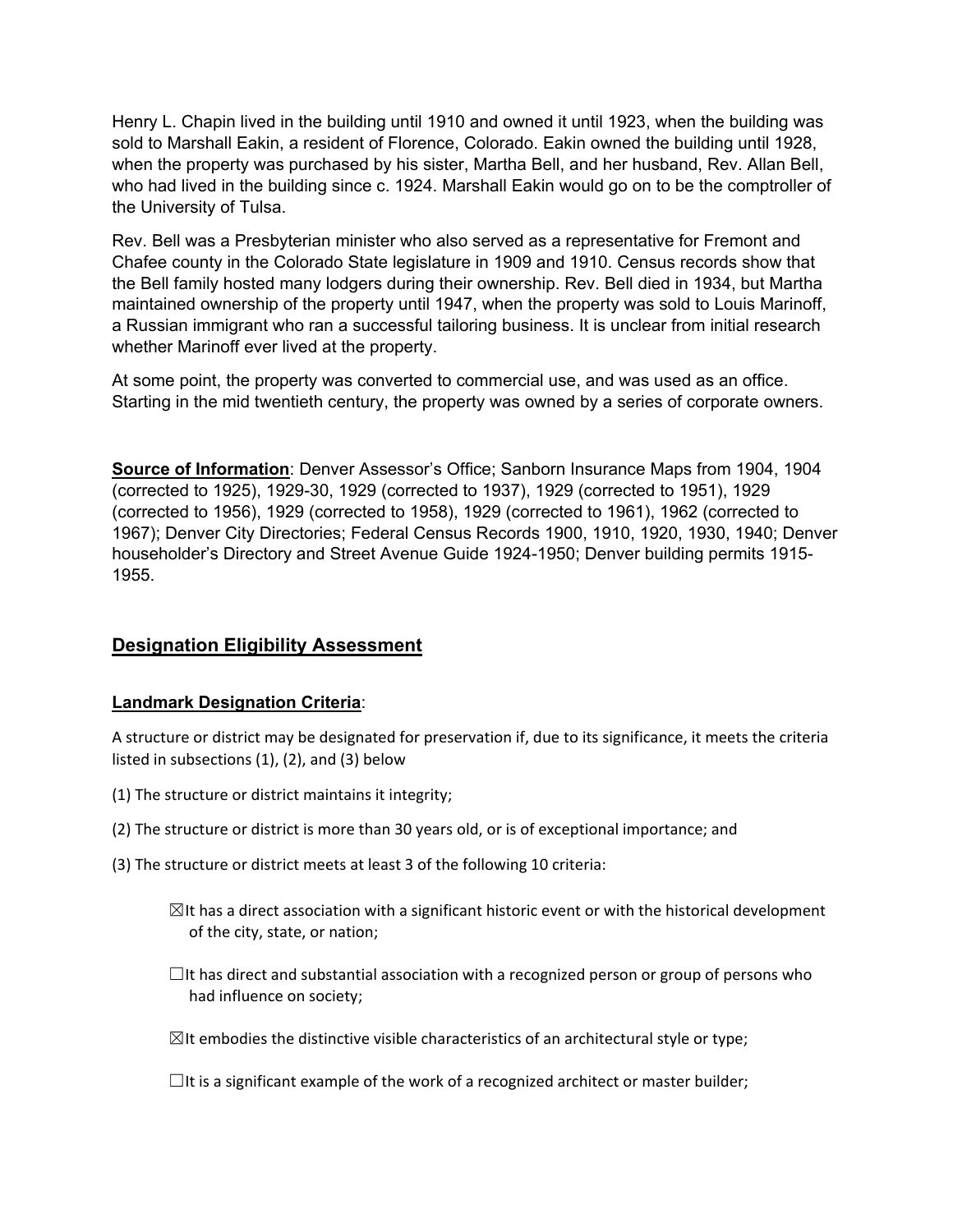Henry L. Chapin lived in the building until 1910 and owned it until 1923, when the building was sold to Marshall Eakin, a resident of Florence, Colorado. Eakin owned the building until 1928, when the property was purchased by his sister, Martha Bell, and her husband, Rev. Allan Bell, who had lived in the building since c. 1924. Marshall Eakin would go on to be the comptroller of the University of Tulsa.

Rev. Bell was a Presbyterian minister who also served as a representative for Fremont and Chafee county in the Colorado State legislature in 1909 and 1910. Census records show that the Bell family hosted many lodgers during their ownership. Rev. Bell died in 1934, but Martha maintained ownership of the property until 1947, when the property was sold to Louis Marinoff, a Russian immigrant who ran a successful tailoring business. It is unclear from initial research whether Marinoff ever lived at the property.

At some point, the property was converted to commercial use, and was used as an office. Starting in the mid twentieth century, the property was owned by a series of corporate owners.

**Source of Information**: Denver Assessor's Office; Sanborn Insurance Maps from 1904, 1904 (corrected to 1925), 1929-30, 1929 (corrected to 1937), 1929 (corrected to 1951), 1929 (corrected to 1956), 1929 (corrected to 1958), 1929 (corrected to 1961), 1962 (corrected to 1967); Denver City Directories; Federal Census Records 1900, 1910, 1920, 1930, 1940; Denver householder's Directory and Street Avenue Guide 1924-1950; Denver building permits 1915-1955.

## Designation Eligibility Assessment

### Landmark Designation Criteria:

A structure or district may be designated for preservation if, due to its significance, it meets the criteria listed in subsections (1), (2), and (3) below

(1) The structure or district maintains it integrity;

(2) The structure or district is more than 30 years old, or is of exceptional importance; and

(3) The structure or district meets at least 3 of the following 10 criteria:

- ☒It has a direct association with a significant historic event or with the historical development of the city, state, or nation;
- ☐It has direct and substantial association with a recognized person or group of persons who had influence on society;
- ☒It embodies the distinctive visible characteristics of an architectural style or type;
- ☐It is a significant example of the work of a recognized architect or master builder;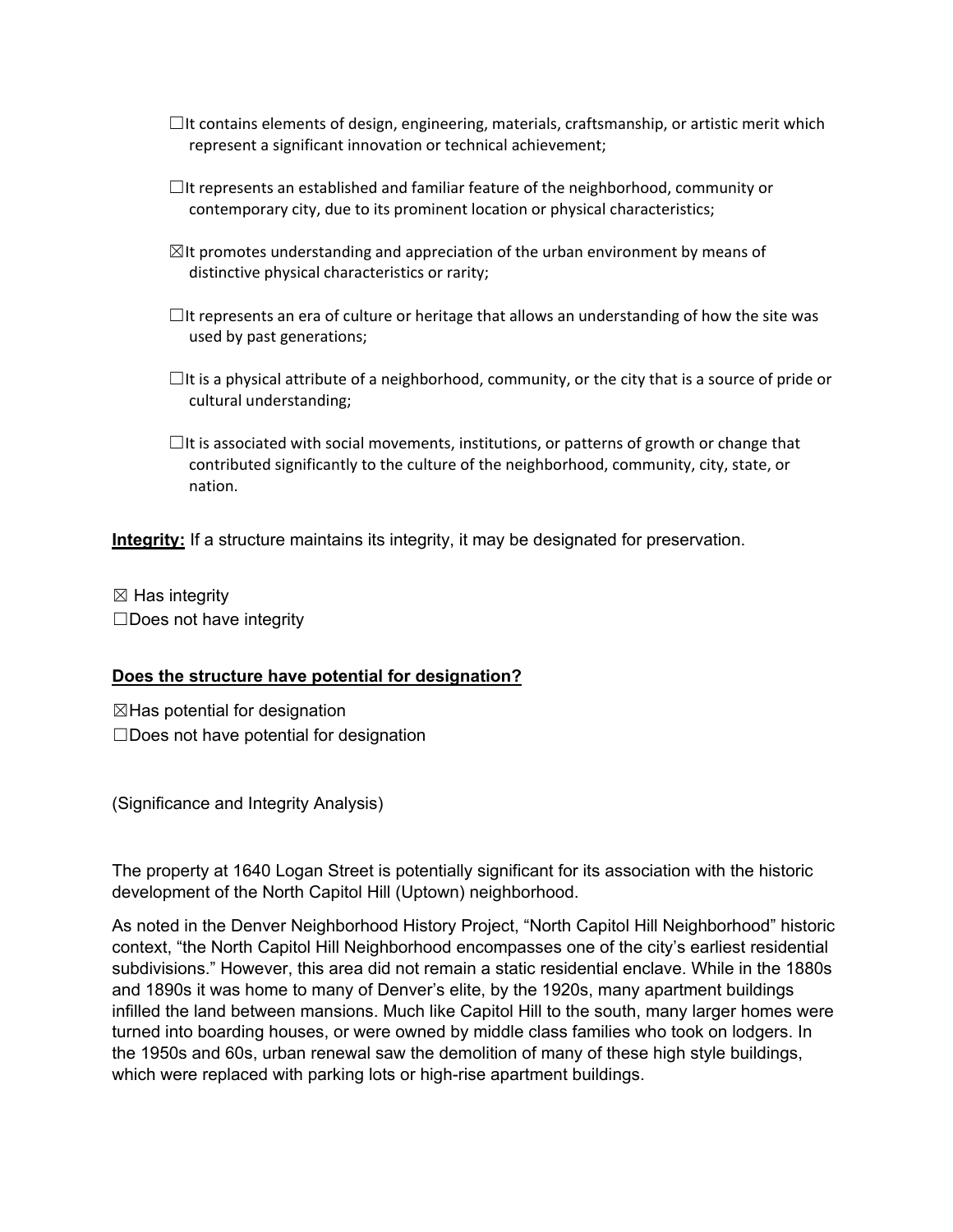☐It contains elements of design, engineering, materials, craftsmanship, or artistic merit which represent a significant innovation or technical achievement;

☐It represents an established and familiar feature of the neighborhood, community or contemporary city, due to its prominent location or physical characteristics;

☒It promotes understanding and appreciation of the urban environment by means of distinctive physical characteristics or rarity;

☐It represents an era of culture or heritage that allows an understanding of how the site was used by past generations;

☐It is a physical attribute of a neighborhood, community, or the city that is a source of pride or cultural understanding;

☐It is associated with social movements, institutions, or patterns of growth or change that contributed significantly to the culture of the neighborhood, community, city, state, or nation.

**Integrity:** If a structure maintains its integrity, it may be designated for preservation.

☒ Has integrity
☐Does not have integrity

**Does the structure have potential for designation?**

☒Has potential for designation
☐Does not have potential for designation

(Significance and Integrity Analysis)

The property at 1640 Logan Street is potentially significant for its association with the historic development of the North Capitol Hill (Uptown) neighborhood.

As noted in the Denver Neighborhood History Project, "North Capitol Hill Neighborhood" historic context, "the North Capitol Hill Neighborhood encompasses one of the city's earliest residential subdivisions." However, this area did not remain a static residential enclave. While in the 1880s and 1890s it was home to many of Denver's elite, by the 1920s, many apartment buildings infilled the land between mansions. Much like Capitol Hill to the south, many larger homes were turned into boarding houses, or were owned by middle class families who took on lodgers. In the 1950s and 60s, urban renewal saw the demolition of many of these high style buildings, which were replaced with parking lots or high-rise apartment buildings.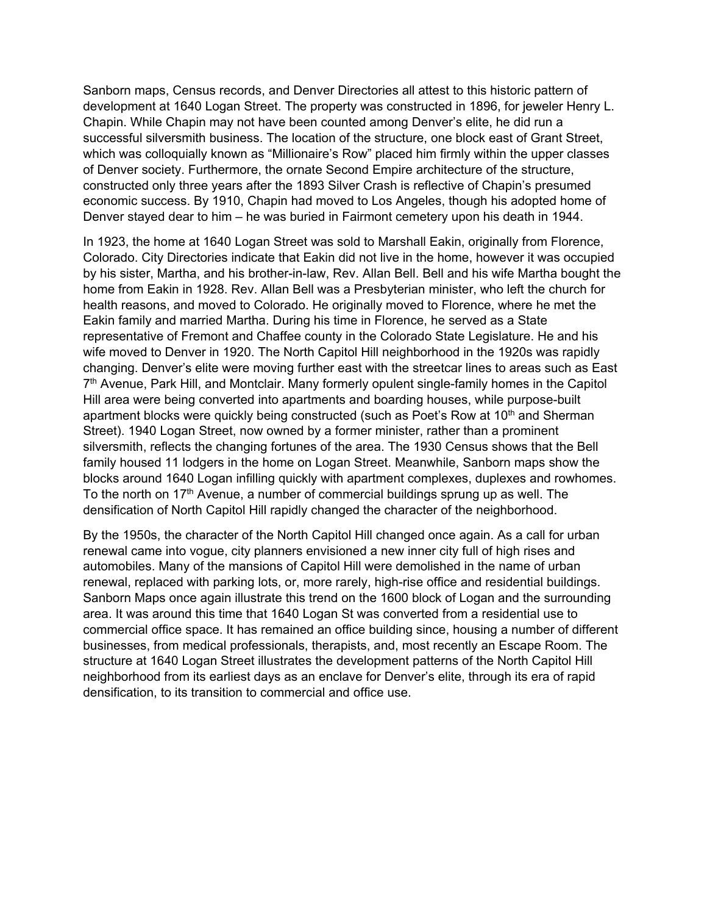Sanborn maps, Census records, and Denver Directories all attest to this historic pattern of development at 1640 Logan Street. The property was constructed in 1896, for jeweler Henry L. Chapin. While Chapin may not have been counted among Denver's elite, he did run a successful silversmith business. The location of the structure, one block east of Grant Street, which was colloquially known as "Millionaire's Row" placed him firmly within the upper classes of Denver society. Furthermore, the ornate Second Empire architecture of the structure, constructed only three years after the 1893 Silver Crash is reflective of Chapin's presumed economic success. By 1910, Chapin had moved to Los Angeles, though his adopted home of Denver stayed dear to him – he was buried in Fairmont cemetery upon his death in 1944.

In 1923, the home at 1640 Logan Street was sold to Marshall Eakin, originally from Florence, Colorado. City Directories indicate that Eakin did not live in the home, however it was occupied by his sister, Martha, and his brother-in-law, Rev. Allan Bell. Bell and his wife Martha bought the home from Eakin in 1928. Rev. Allan Bell was a Presbyterian minister, who left the church for health reasons, and moved to Colorado. He originally moved to Florence, where he met the Eakin family and married Martha. During his time in Florence, he served as a State representative of Fremont and Chaffee county in the Colorado State Legislature. He and his wife moved to Denver in 1920. The North Capitol Hill neighborhood in the 1920s was rapidly changing. Denver's elite were moving further east with the streetcar lines to areas such as East 7th Avenue, Park Hill, and Montclair. Many formerly opulent single-family homes in the Capitol Hill area were being converted into apartments and boarding houses, while purpose-built apartment blocks were quickly being constructed (such as Poet's Row at 10th and Sherman Street). 1940 Logan Street, now owned by a former minister, rather than a prominent silversmith, reflects the changing fortunes of the area. The 1930 Census shows that the Bell family housed 11 lodgers in the home on Logan Street. Meanwhile, Sanborn maps show the blocks around 1640 Logan infilling quickly with apartment complexes, duplexes and rowhomes. To the north on 17th Avenue, a number of commercial buildings sprung up as well. The densification of North Capitol Hill rapidly changed the character of the neighborhood.

By the 1950s, the character of the North Capitol Hill changed once again. As a call for urban renewal came into vogue, city planners envisioned a new inner city full of high rises and automobiles. Many of the mansions of Capitol Hill were demolished in the name of urban renewal, replaced with parking lots, or, more rarely, high-rise office and residential buildings. Sanborn Maps once again illustrate this trend on the 1600 block of Logan and the surrounding area. It was around this time that 1640 Logan St was converted from a residential use to commercial office space. It has remained an office building since, housing a number of different businesses, from medical professionals, therapists, and, most recently an Escape Room. The structure at 1640 Logan Street illustrates the development patterns of the North Capitol Hill neighborhood from its earliest days as an enclave for Denver's elite, through its era of rapid densification, to its transition to commercial and office use.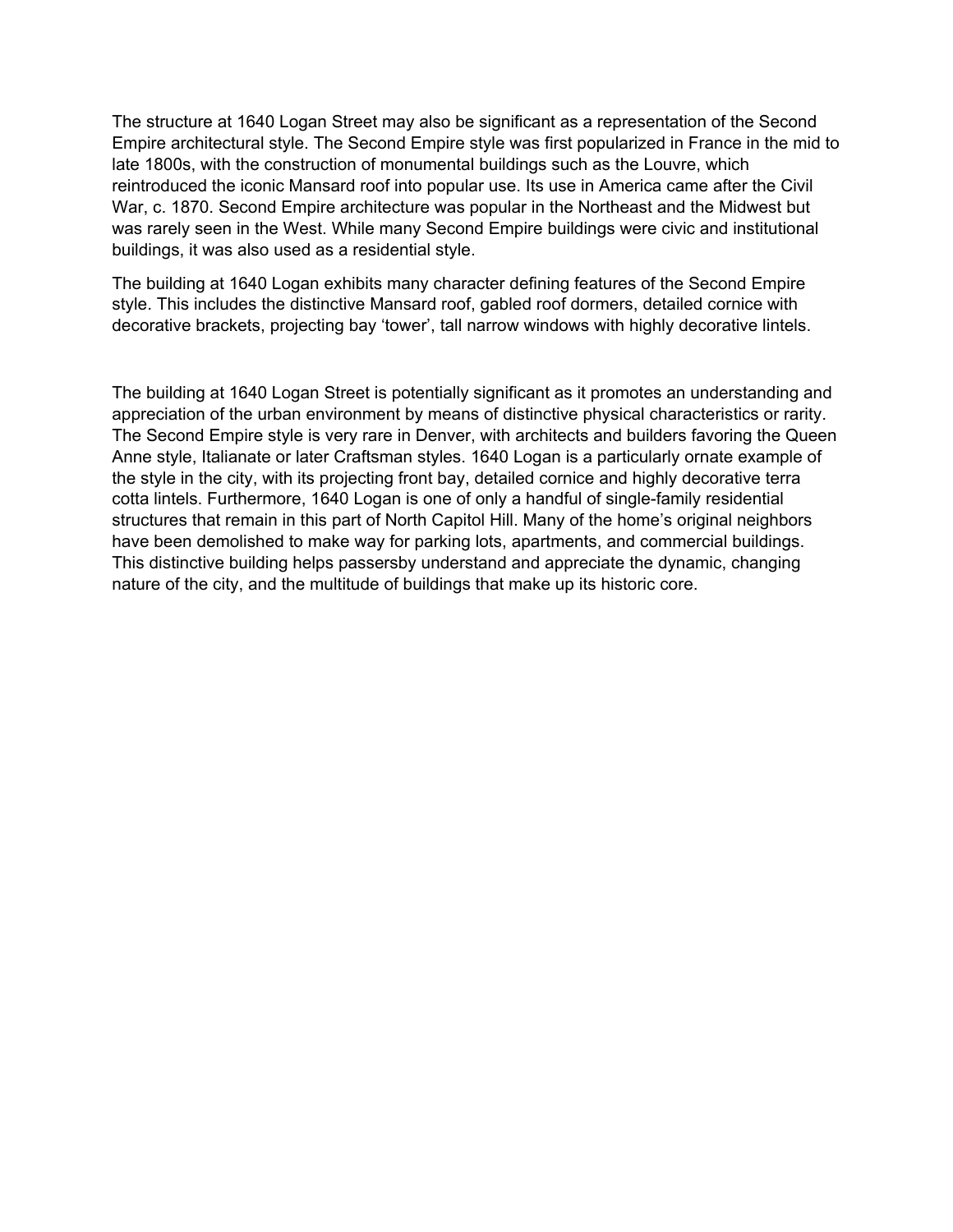The structure at 1640 Logan Street may also be significant as a representation of the Second Empire architectural style. The Second Empire style was first popularized in France in the mid to late 1800s, with the construction of monumental buildings such as the Louvre, which reintroduced the iconic Mansard roof into popular use. Its use in America came after the Civil War, c. 1870. Second Empire architecture was popular in the Northeast and the Midwest but was rarely seen in the West. While many Second Empire buildings were civic and institutional buildings, it was also used as a residential style.

The building at 1640 Logan exhibits many character defining features of the Second Empire style. This includes the distinctive Mansard roof, gabled roof dormers, detailed cornice with decorative brackets, projecting bay 'tower', tall narrow windows with highly decorative lintels.

The building at 1640 Logan Street is potentially significant as it promotes an understanding and appreciation of the urban environment by means of distinctive physical characteristics or rarity. The Second Empire style is very rare in Denver, with architects and builders favoring the Queen Anne style, Italianate or later Craftsman styles. 1640 Logan is a particularly ornate example of the style in the city, with its projecting front bay, detailed cornice and highly decorative terra cotta lintels. Furthermore, 1640 Logan is one of only a handful of single-family residential structures that remain in this part of North Capitol Hill. Many of the home's original neighbors have been demolished to make way for parking lots, apartments, and commercial buildings. This distinctive building helps passersby understand and appreciate the dynamic, changing nature of the city, and the multitude of buildings that make up its historic core.